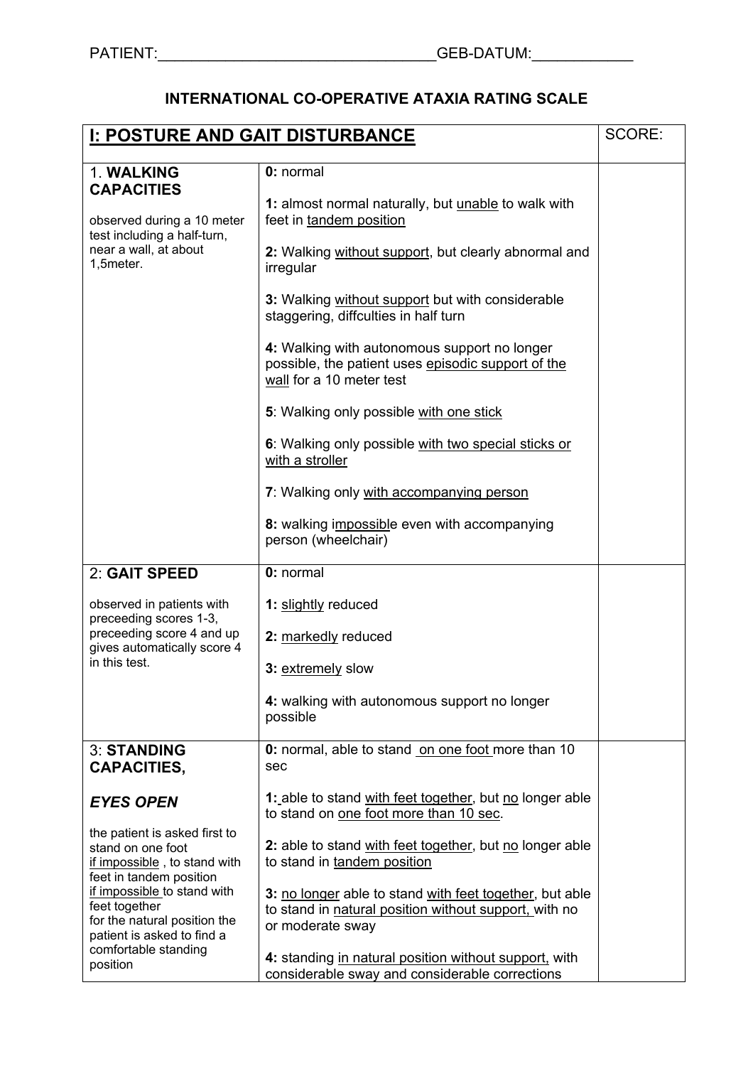PATIENT:________________________________GEB-DATUM:____________

## INTERNATIONAL CO-OPERATIVE ATAXIA RATING SCALE

| **I: POSTURE AND GAIT DISTURBANCE** | | SCORE: |
|---|---|---|
| 1. **WALKING CAPACITIES**<br><br>observed during a 10 meter test including a half-turn, near a wall, at about 1,5meter. | **0:** normal<br><br>**1:** almost normal naturally, but unable to walk with feet in tandem position<br><br>**2:** Walking without support, but clearly abnormal and irregular<br><br>**3:** Walking without support but with considerable staggering, diffculties in half turn<br><br>**4:** Walking with autonomous support no longer possible, the patient uses episodic support of the wall for a 10 meter test<br><br>**5**: Walking only possible with one stick<br><br>**6**: Walking only possible with two special sticks or with a stroller<br><br>**7**: Walking only with accompanying person<br><br>**8:** walking impossible even with accompanying person (wheelchair) | |
| 2: **GAIT SPEED**<br><br>observed in patients with preceeding scores 1-3, preceeding score 4 and up gives automatically score 4 in this test. | **0:** normal<br><br>**1:** slightly reduced<br><br>**2:** markedly reduced<br><br>**3:** extremely slow<br><br>**4:** walking with autonomous support no longer possible | |
| 3: **STANDING CAPACITIES,**<br><br>***EYES OPEN***<br><br>the patient is asked first to stand on one foot<br>if impossible , to stand with feet in tandem position<br>if impossible to stand with feet together<br>for the natural position the patient is asked to find a comfortable standing position | **0:** normal, able to stand on one foot more than 10 sec<br><br>**1:** able to stand with feet together, but no longer able to stand on one foot more than 10 sec.<br><br>**2:** able to stand with feet together, but no longer able to stand in tandem position<br><br>**3:** no longer able to stand with feet together, but able to stand in natural position without support, with no or moderate sway<br><br>**4:** standing in natural position without support, with considerable sway and considerable corrections | |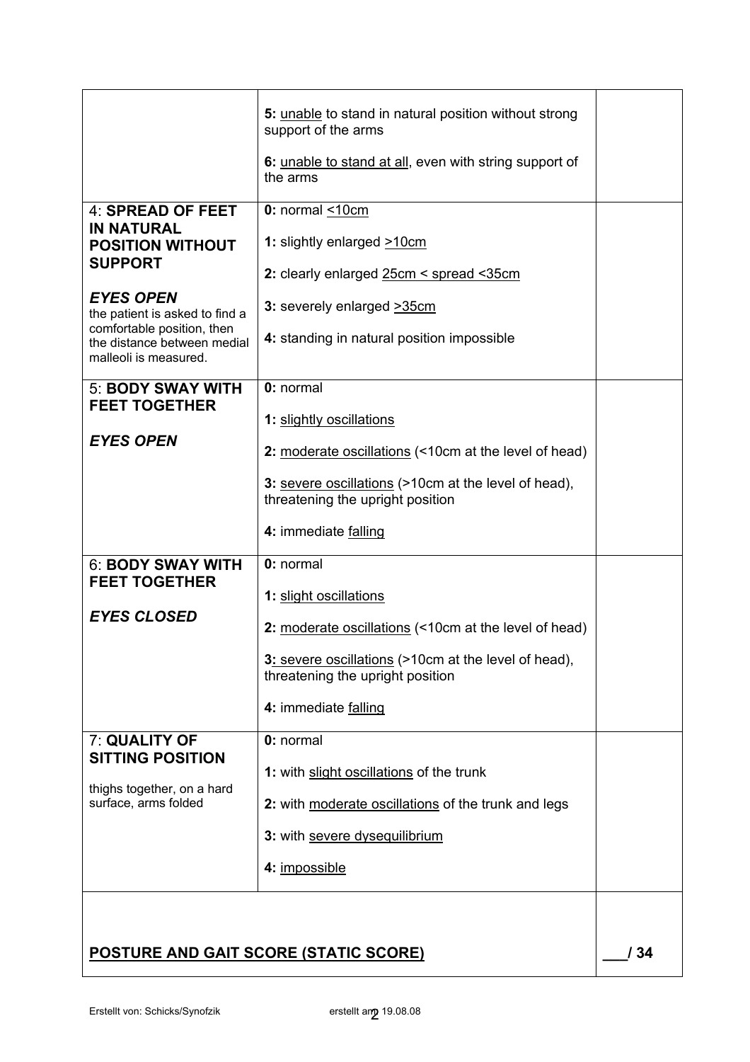| | | |
|---|---|---|
| | **5:** unable to stand in natural position without strong support of the arms<br><br>**6:** unable to stand at all, even with string support of the arms | |
| 4: **SPREAD OF FEET IN NATURAL POSITION WITHOUT SUPPORT**<br><br>***EYES OPEN***<br>the patient is asked to find a comfortable position, then the distance between medial malleoli is measured. | **0:** normal <10cm<br><br>**1:** slightly enlarged >10cm<br><br>**2:** clearly enlarged 25cm < spread <35cm<br><br>**3:** severely enlarged >35cm<br><br>**4:** standing in natural position impossible | |
| 5: **BODY SWAY WITH FEET TOGETHER**<br><br>***EYES OPEN*** | **0:** normal<br><br>**1:** slightly oscillations<br><br>**2:** moderate oscillations (<10cm at the level of head)<br><br>**3:** severe oscillations (>10cm at the level of head), threatening the upright position<br><br>**4:** immediate falling | |
| 6: **BODY SWAY WITH FEET TOGETHER**<br><br>***EYES CLOSED*** | **0:** normal<br><br>**1:** slight oscillations<br><br>**2:** moderate oscillations (<10cm at the level of head)<br><br>**3:** severe oscillations (>10cm at the level of head), threatening the upright position<br><br>**4:** immediate falling | |
| 7: **QUALITY OF SITTING POSITION**<br><br>thighs together, on a hard surface, arms folded | **0:** normal<br><br>**1:** with slight oscillations of the trunk<br><br>**2:** with moderate oscillations of the trunk and legs<br><br>**3:** with severe dysequilibrium<br><br>**4:** impossible | |
| **POSTURE AND GAIT SCORE (STATIC SCORE)** | | **___/ 34** |

Erstellt von: Schicks/Synofzik erstellt am 19.08.08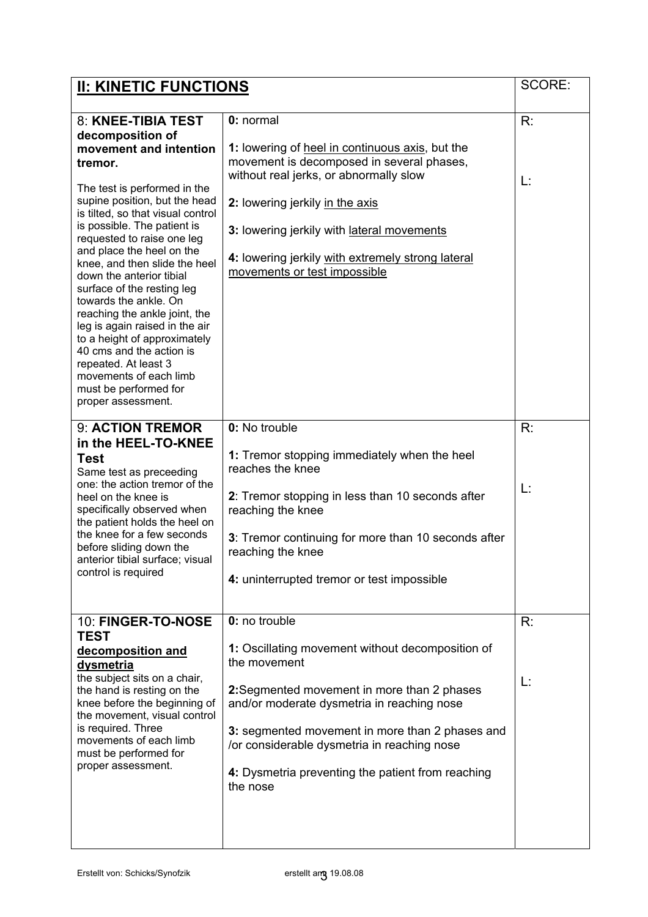| **II: KINETIC FUNCTIONS** | | SCORE: |
|---|---|---|
| 8: **KNEE-TIBIA TEST decomposition of movement and intention tremor.** The test is performed in the supine position, but the head is tilted, so that visual control is possible. The patient is requested to raise one leg and place the heel on the knee, and then slide the heel down the anterior tibial surface of the resting leg towards the ankle. On reaching the ankle joint, the leg is again raised in the air to a height of approximately 40 cms and the action is repeated. At least 3 movements of each limb must be performed for proper assessment. | **0:** normal<br><br>**1:** lowering of <u>heel in continuous axis</u>, but the movement is decomposed in several phases, without real jerks, or abnormally slow<br><br>**2:** lowering jerkily <u>in the axis</u><br><br>**3:** lowering jerkily with <u>lateral movements</u><br><br>**4:** lowering jerkily <u>with extremely strong lateral movements or test impossible</u> | R:<br><br>L: |
| 9: **ACTION TREMOR in the HEEL-TO-KNEE Test** Same test as preceeding one: the action tremor of the heel on the knee is specifically observed when the patient holds the heel on the knee for a few seconds before sliding down the anterior tibial surface; visual control is required | **0:** No trouble<br><br>**1:** Tremor stopping immediately when the heel reaches the knee<br><br>**2**: Tremor stopping in less than 10 seconds after reaching the knee<br><br>**3**: Tremor continuing for more than 10 seconds after reaching the knee<br><br>**4:** uninterrupted tremor or test impossible | R:<br><br>L: |
| 10: **FINGER-TO-NOSE TEST** **<u>decomposition and dysmetria</u>** the subject sits on a chair, the hand is resting on the knee before the beginning of the movement, visual control is required. Three movements of each limb must be performed for proper assessment. | **0:** no trouble<br><br>**1:** Oscillating movement without decomposition of the movement<br><br>**2:**Segmented movement in more than 2 phases and/or moderate dysmetria in reaching nose<br><br>**3:** segmented movement in more than 2 phases and /or considerable dysmetria in reaching nose<br><br>**4:** Dysmetria preventing the patient from reaching the nose | R:<br><br>L: |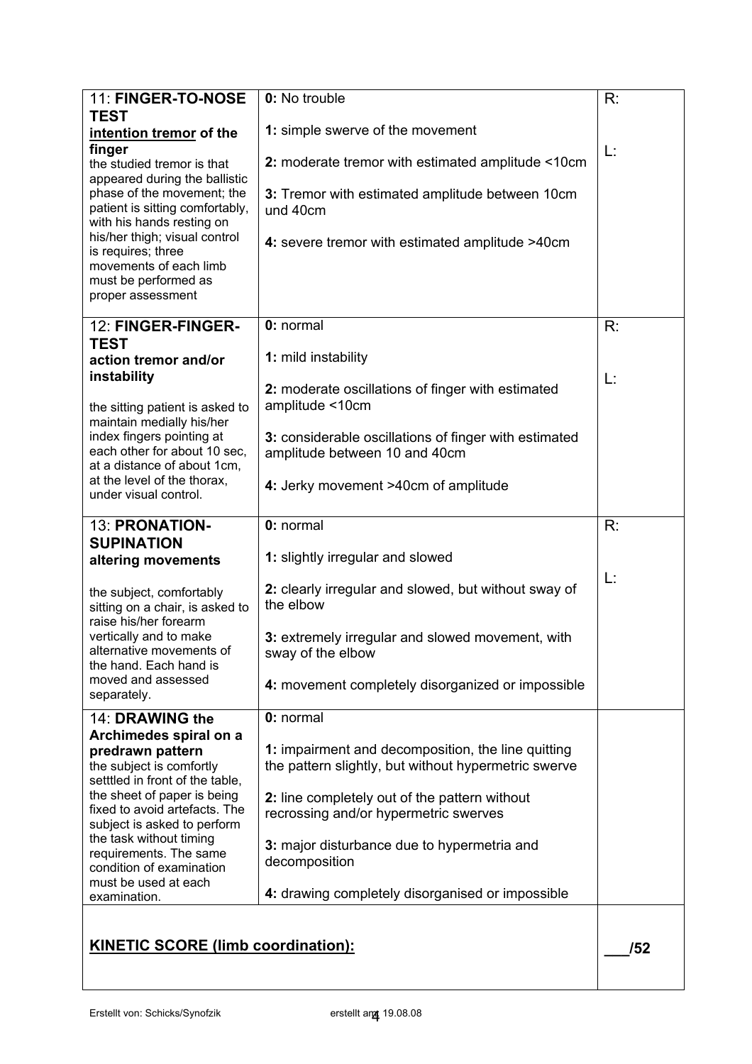| | | |
|---|---|---|
| 11: **FINGER-TO-NOSE TEST**<br>**<u>intention tremor</u> of the finger**<br>the studied tremor is that appeared during the ballistic phase of the movement; the patient is sitting comfortably, with his hands resting on his/her thigh; visual control is requires; three movements of each limb must be performed as proper assessment | **0:** No trouble<br><br>**1:** simple swerve of the movement<br><br>**2:** moderate tremor with estimated amplitude <10cm<br><br>**3:** Tremor with estimated amplitude between 10cm und 40cm<br><br>**4:** severe tremor with estimated amplitude >40cm | R:<br><br>L: |
| 12: **FINGER-FINGER-TEST**<br>**action tremor and/or instability**<br><br>the sitting patient is asked to maintain medially his/her index fingers pointing at each other for about 10 sec, at a distance of about 1cm, at the level of the thorax, under visual control. | **0:** normal<br><br>**1:** mild instability<br><br>**2:** moderate oscillations of finger with estimated amplitude <10cm<br><br>**3:** considerable oscillations of finger with estimated amplitude between 10 and 40cm<br><br>**4:** Jerky movement >40cm of amplitude | R:<br><br>L: |
| 13: **PRONATION-SUPINATION altering movements**<br><br>the subject, comfortably sitting on a chair, is asked to raise his/her forearm vertically and to make alternative movements of the hand. Each hand is moved and assessed separately. | **0:** normal<br><br>**1:** slightly irregular and slowed<br><br>**2:** clearly irregular and slowed, but without sway of the elbow<br><br>**3:** extremely irregular and slowed movement, with sway of the elbow<br><br>**4:** movement completely disorganized or impossible | R:<br><br>L: |
| 14: **DRAWING the Archimedes spiral on a predrawn pattern**<br>the subject is comfortly setttled in front of the table, the sheet of paper is being fixed to avoid artefacts. The subject is asked to perform the task without timing requirements. The same condition of examination must be used at each examination. | **0:** normal<br><br>**1:** impairment and decomposition, the line quitting the pattern slightly, but without hypermetric swerve<br><br>**2:** line completely out of the pattern without recrossing and/or hypermetric swerves<br><br>**3:** major disturbance due to hypermetria and decomposition<br><br>**4:** drawing completely disorganised or impossible | |
| **<u>KINETIC SCORE (limb coordination):</u>** | | ___/52 |

Erstellt von: Schicks/Synofzik erstellt am 19.08.08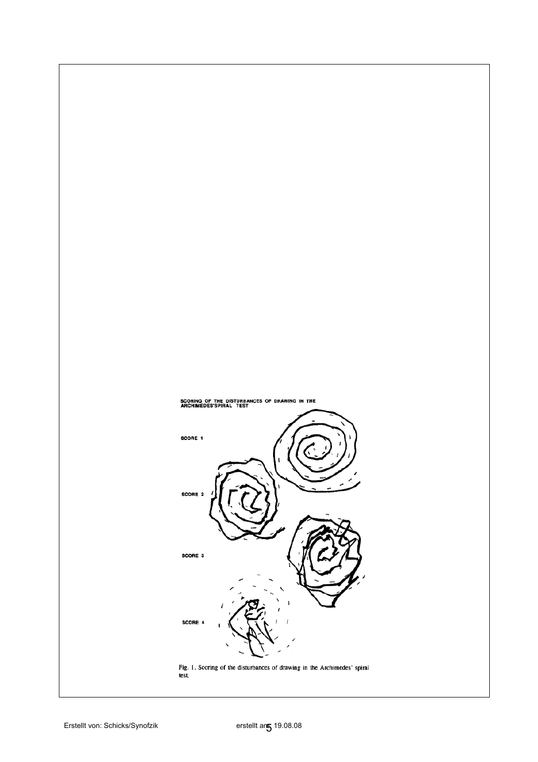SCORING OF THE DISTURBANCES OF DRAWING IN THE ARCHIMEDES'SPIRAL TEST

SCORE 1

SCORE 2

SCORE 3

SCORE 4

Fig. 1. Scoring of the disturbances of drawing in the Archimedes' spiral test.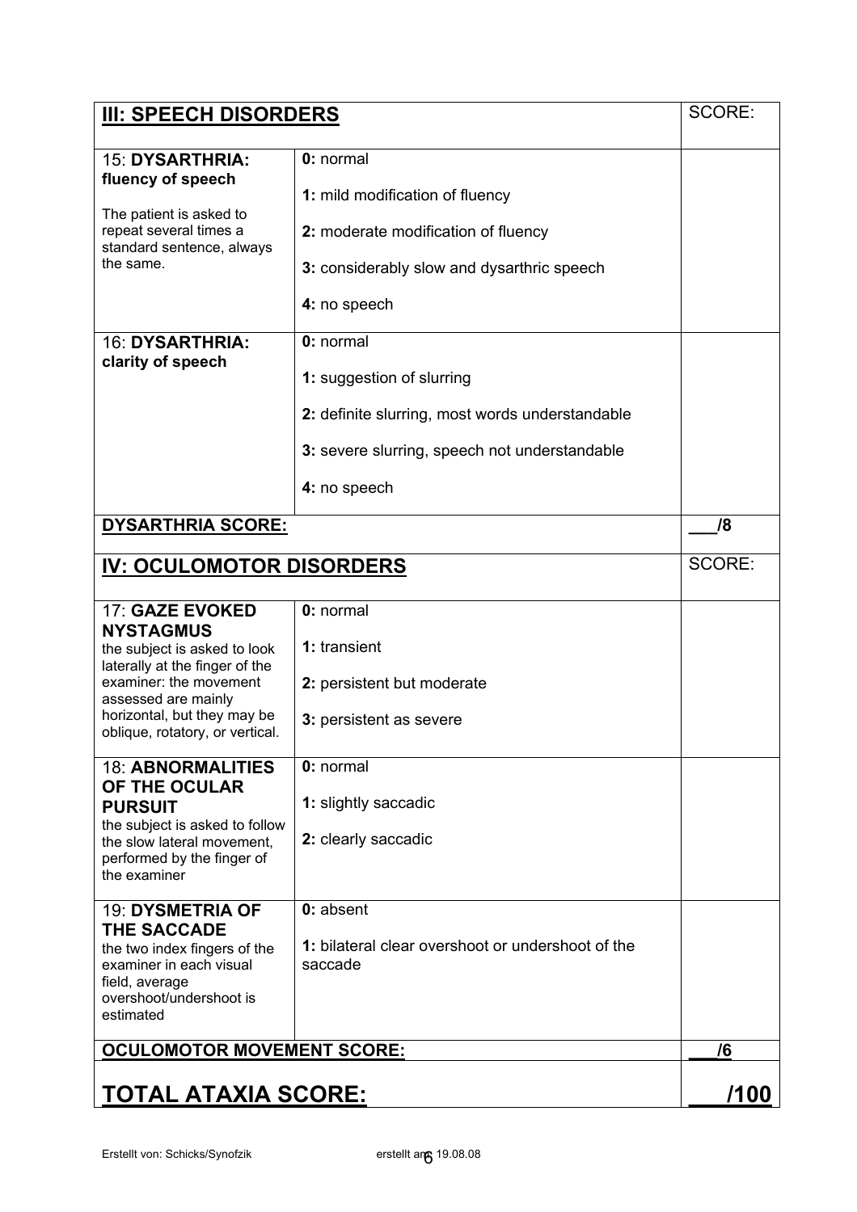| **III: SPEECH DISORDERS** | | SCORE: |
|---|---|---|
| 15: **DYSARTHRIA: fluency of speech**<br>The patient is asked to repeat several times a standard sentence, always the same. | **0:** normal<br>**1:** mild modification of fluency<br>**2:** moderate modification of fluency<br>**3:** considerably slow and dysarthric speech<br>**4:** no speech | |
| 16: **DYSARTHRIA: clarity of speech** | **0:** normal<br>**1:** suggestion of slurring<br>**2:** definite slurring, most words understandable<br>**3:** severe slurring, speech not understandable<br>**4:** no speech | |
| **DYSARTHRIA SCORE:** | | ___/8 |
| **IV: OCULOMOTOR DISORDERS** | | SCORE: |
| 17: **GAZE EVOKED NYSTAGMUS**<br>the subject is asked to look laterally at the finger of the examiner: the movement assessed are mainly horizontal, but they may be oblique, rotatory, or vertical. | **0:** normal<br>**1:** transient<br>**2:** persistent but moderate<br>**3:** persistent as severe | |
| 18: **ABNORMALITIES OF THE OCULAR PURSUIT**<br>the subject is asked to follow the slow lateral movement, performed by the finger of the examiner | **0:** normal<br>**1:** slightly saccadic<br>**2:** clearly saccadic | |
| 19: **DYSMETRIA OF THE SACCADE**<br>the two index fingers of the examiner in each visual field, average overshoot/undershoot is estimated | **0:** absent<br>**1:** bilateral clear overshoot or undershoot of the saccade | |
| **OCULOMOTOR MOVEMENT SCORE:** | | ___/6 |
| **TOTAL ATAXIA SCORE:** | | ___/100 |

Erstellt von: Schicks/Synofzik erstellt am 19.08.08